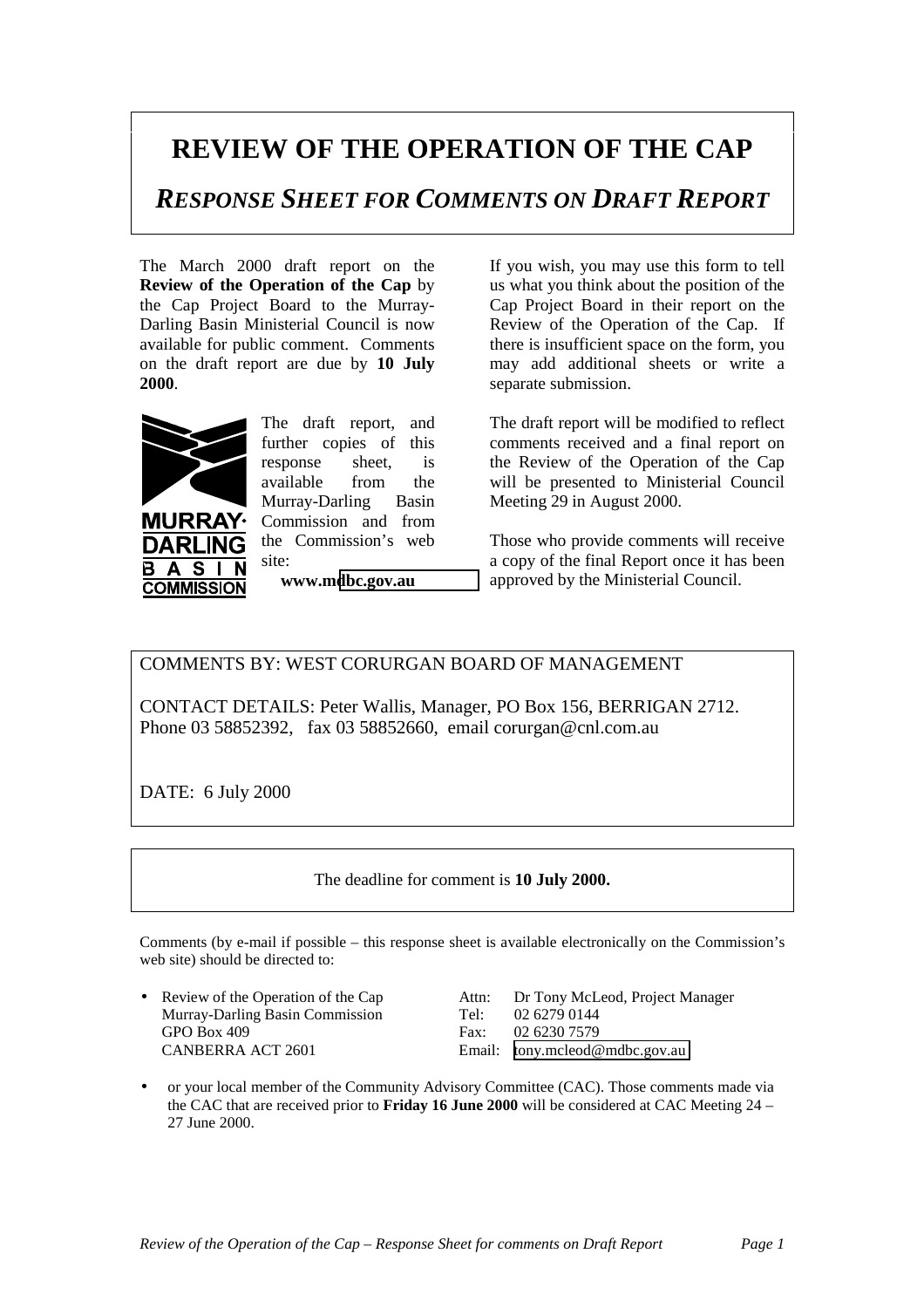# REVIEW OF THE OPERATION OF THE CAP

## *RESPONSE SHEET FOR COMMENTS ON DRAFT REPORT*

The March 2000 draft report on the **Review of the Operation of the Cap** by the Cap Project Board to the Murray-Darling Basin Ministerial Council is now available for public comment. Comments on the draft report are due by **10 July 2000**.

The draft report, and further copies of this response sheet, is available from the Murray-Darling Basin Commission and from the Commission's web site:

**www.mdbc.gov.au**

If you wish, you may use this form to tell us what you think about the position of the Cap Project Board in their report on the Review of the Operation of the Cap. If there is insufficient space on the form, you may add additional sheets or write a separate submission.

The draft report will be modified to reflect comments received and a final report on the Review of the Operation of the Cap will be presented to Ministerial Council Meeting 29 in August 2000.

Those who provide comments will receive a copy of the final Report once it has been approved by the Ministerial Council.

COMMENTS BY: WEST CORURGAN BOARD OF MANAGEMENT

CONTACT DETAILS: Peter Wallis, Manager, PO Box 156, BERRIGAN 2712. Phone 03 58852392, fax 03 58852660, email corurgan@cnl.com.au

DATE: 6 July 2000

The deadline for comment is **10 July 2000.**

Comments (by e-mail if possible – this response sheet is available electronically on the Commission's web site) should be directed to:

- Review of the Operation of the Cap
  Murray-Darling Basin Commission
  GPO Box 409
  CANBERRA ACT 2601

  Attn: Dr Tony McLeod, Project Manager
  Tel: 02 6279 0144
  Fax: 02 6230 7579
  Email: tony.mcleod@mdbc.gov.au

- or your local member of the Community Advisory Committee (CAC). Those comments made via the CAC that are received prior to **Friday 16 June 2000** will be considered at CAC Meeting 24 – 27 June 2000.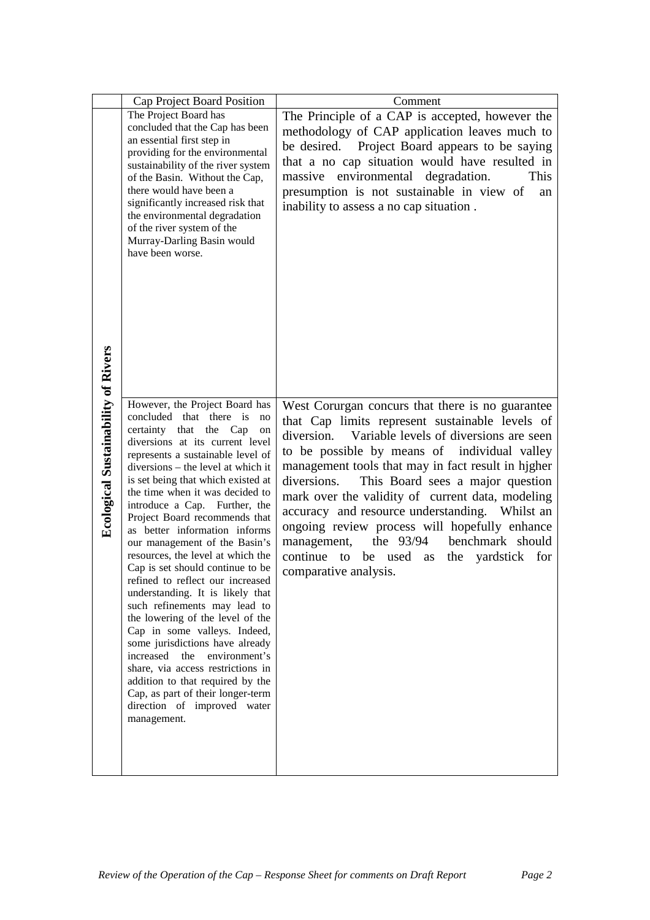| | Cap Project Board Position | Comment |
|---|---|---|
| **Ecological Sustainability of Rivers** | The Project Board has concluded that the Cap has been an essential first step in providing for the environmental sustainability of the river system of the Basin. Without the Cap, there would have been a significantly increased risk that the environmental degradation of the river system of the Murray-Darling Basin would have been worse. | The Principle of a CAP is accepted, however the methodology of CAP application leaves much to be desired. Project Board appears to be saying that a no cap situation would have resulted in massive environmental degradation. This presumption is not sustainable in view of an inability to assess a no cap situation . |
| | However, the Project Board has concluded that there is no certainty that the Cap on diversions at its current level represents a sustainable level of diversions – the level at which it is set being that which existed at the time when it was decided to introduce a Cap. Further, the Project Board recommends that as better information informs our management of the Basin's resources, the level at which the Cap is set should continue to be refined to reflect our increased understanding. It is likely that such refinements may lead to the lowering of the level of the Cap in some valleys. Indeed, some jurisdictions have already increased the environment's share, via access restrictions in addition to that required by the Cap, as part of their longer-term direction of improved water management. | West Corurgan concurs that there is no guarantee that Cap limits represent sustainable levels of diversion. Variable levels of diversions are seen to be possible by means of individual valley management tools that may in fact result in hjgher diversions. This Board sees a major question mark over the validity of current data, modeling accuracy and resource understanding. Whilst an ongoing review process will hopefully enhance management, the 93/94 benchmark should continue to be used as the yardstick for comparative analysis. |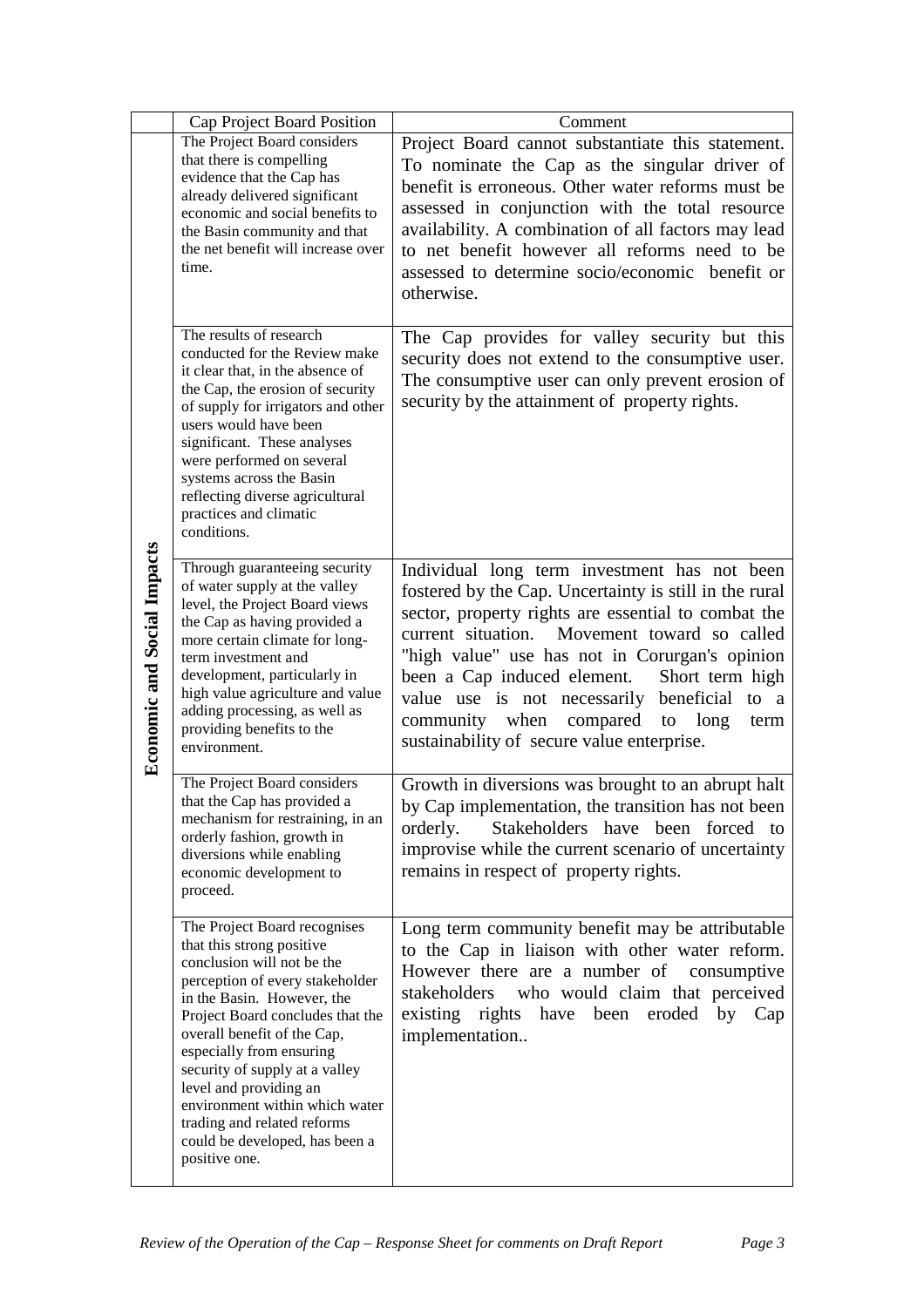| | Cap Project Board Position | Comment |
|---|---|---|
| **Economic and Social Impacts** | The Project Board considers that there is compelling evidence that the Cap has already delivered significant economic and social benefits to the Basin community and that the net benefit will increase over time. | Project Board cannot substantiate this statement. To nominate the Cap as the singular driver of benefit is erroneous. Other water reforms must be assessed in conjunction with the total resource availability. A combination of all factors may lead to net benefit however all reforms need to be assessed to determine socio/economic benefit or otherwise. |
| | The results of research conducted for the Review make it clear that, in the absence of the Cap, the erosion of security of supply for irrigators and other users would have been significant. These analyses were performed on several systems across the Basin reflecting diverse agricultural practices and climatic conditions. | The Cap provides for valley security but this security does not extend to the consumptive user. The consumptive user can only prevent erosion of security by the attainment of property rights. |
| | Through guaranteeing security of water supply at the valley level, the Project Board views the Cap as having provided a more certain climate for long-term investment and development, particularly in high value agriculture and value adding processing, as well as providing benefits to the environment. | Individual long term investment has not been fostered by the Cap. Uncertainty is still in the rural sector, property rights are essential to combat the current situation. Movement toward so called "high value" use has not in Corurgan's opinion been a Cap induced element. Short term high value use is not necessarily beneficial to a community when compared to long term sustainability of secure value enterprise. |
| | The Project Board considers that the Cap has provided a mechanism for restraining, in an orderly fashion, growth in diversions while enabling economic development to proceed. | Growth in diversions was brought to an abrupt halt by Cap implementation, the transition has not been orderly. Stakeholders have been forced to improvise while the current scenario of uncertainty remains in respect of property rights. |
| | The Project Board recognises that this strong positive conclusion will not be the perception of every stakeholder in the Basin. However, the Project Board concludes that the overall benefit of the Cap, especially from ensuring security of supply at a valley level and providing an environment within which water trading and related reforms could be developed, has been a positive one. | Long term community benefit may be attributable to the Cap in liaison with other water reform. However there are a number of consumptive stakeholders who would claim that perceived existing rights have been eroded by Cap implementation.. |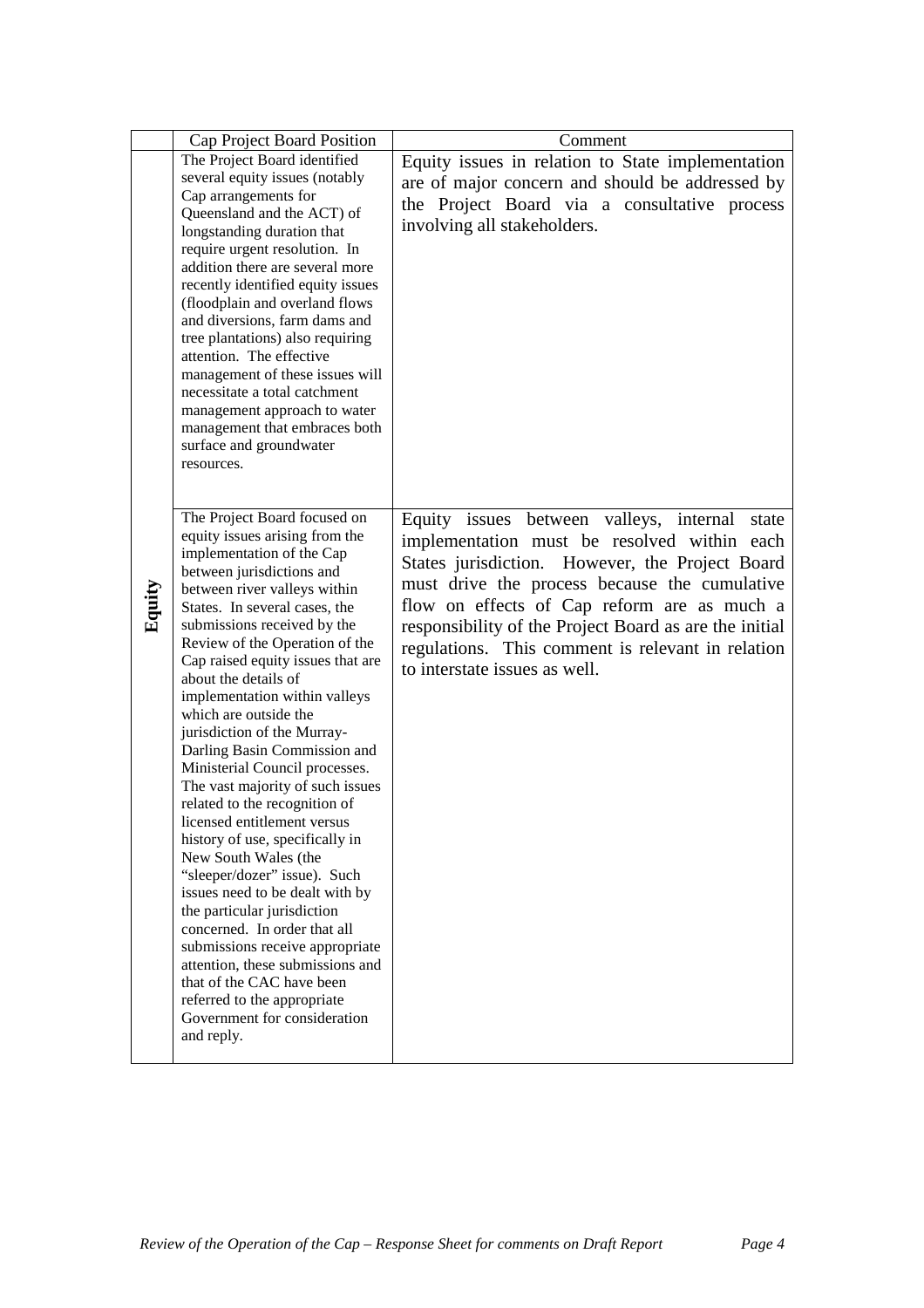| | Cap Project Board Position | Comment |
|---|---|---|
| **Equity** | The Project Board identified several equity issues (notably Cap arrangements for Queensland and the ACT) of longstanding duration that require urgent resolution. In addition there are several more recently identified equity issues (floodplain and overland flows and diversions, farm dams and tree plantations) also requiring attention. The effective management of these issues will necessitate a total catchment management approach to water management that embraces both surface and groundwater resources. | Equity issues in relation to State implementation are of major concern and should be addressed by the Project Board via a consultative process involving all stakeholders. |
| | The Project Board focused on equity issues arising from the implementation of the Cap between jurisdictions and between river valleys within States. In several cases, the submissions received by the Review of the Operation of the Cap raised equity issues that are about the details of implementation within valleys which are outside the jurisdiction of the Murray-Darling Basin Commission and Ministerial Council processes. The vast majority of such issues related to the recognition of licensed entitlement versus history of use, specifically in New South Wales (the "sleeper/dozer" issue). Such issues need to be dealt with by the particular jurisdiction concerned. In order that all submissions receive appropriate attention, these submissions and that of the CAC have been referred to the appropriate Government for consideration and reply. | Equity issues between valleys, internal state implementation must be resolved within each States jurisdiction. However, the Project Board must drive the process because the cumulative flow on effects of Cap reform are as much a responsibility of the Project Board as are the initial regulations. This comment is relevant in relation to interstate issues as well. |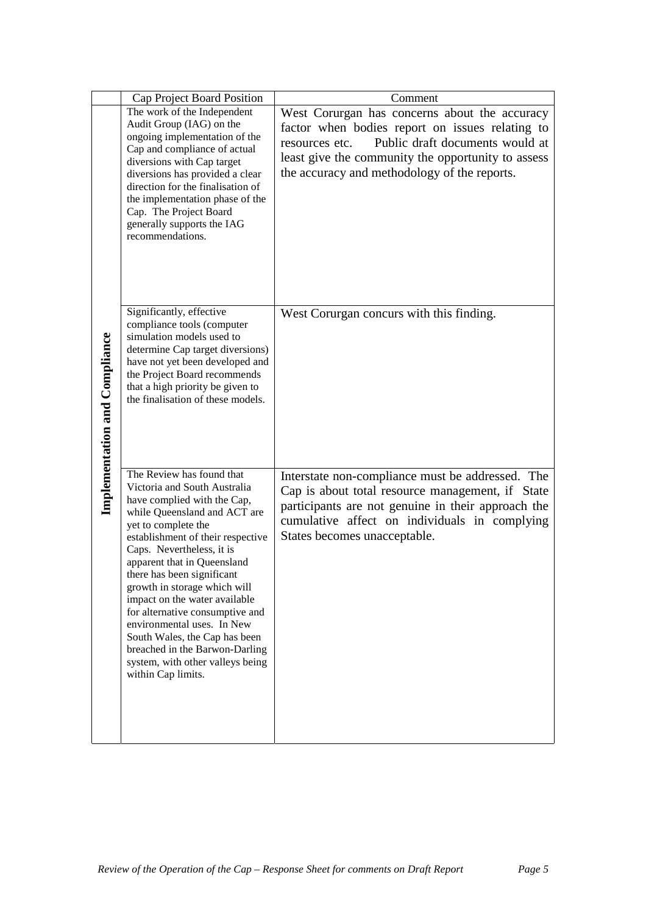| | Cap Project Board Position | Comment |
|---|---|---|
| **Implementation and Compliance** | The work of the Independent Audit Group (IAG) on the ongoing implementation of the Cap and compliance of actual diversions with Cap target diversions has provided a clear direction for the finalisation of the implementation phase of the Cap. The Project Board generally supports the IAG recommendations. | West Corurgan has concerns about the accuracy factor when bodies report on issues relating to resources etc. Public draft documents would at least give the community the opportunity to assess the accuracy and methodology of the reports. |
| | Significantly, effective compliance tools (computer simulation models used to determine Cap target diversions) have not yet been developed and the Project Board recommends that a high priority be given to the finalisation of these models. | West Corurgan concurs with this finding. |
| | The Review has found that Victoria and South Australia have complied with the Cap, while Queensland and ACT are yet to complete the establishment of their respective Caps. Nevertheless, it is apparent that in Queensland there has been significant growth in storage which will impact on the water available for alternative consumptive and environmental uses. In New South Wales, the Cap has been breached in the Barwon-Darling system, with other valleys being within Cap limits. | Interstate non-compliance must be addressed. The Cap is about total resource management, if State participants are not genuine in their approach the cumulative affect on individuals in complying States becomes unacceptable. |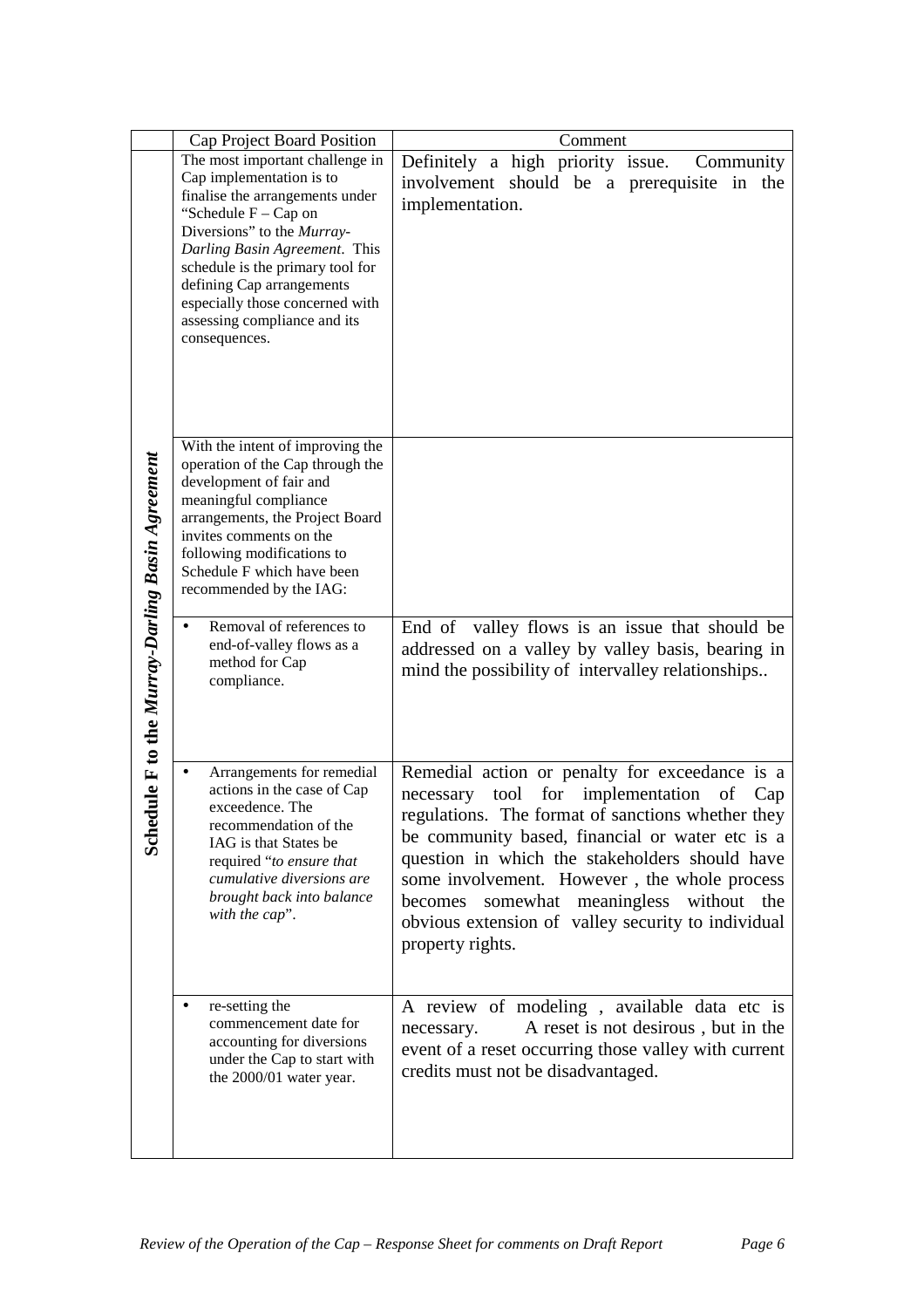| | Cap Project Board Position | Comment |
|---|---|---|
| ***Schedule F to the Murray-Darling Basin Agreement*** | The most important challenge in Cap implementation is to finalise the arrangements under "Schedule F – Cap on Diversions" to the *Murray-Darling Basin Agreement*. This schedule is the primary tool for defining Cap arrangements especially those concerned with assessing compliance and its consequences. | Definitely a high priority issue. Community involvement should be a prerequisite in the implementation. |
| | With the intent of improving the operation of the Cap through the development of fair and meaningful compliance arrangements, the Project Board invites comments on the following modifications to Schedule F which have been recommended by the IAG: | |
| | • Removal of references to end-of-valley flows as a method for Cap compliance. | End of valley flows is an issue that should be addressed on a valley by valley basis, bearing in mind the possibility of intervalley relationships.. |
| | • Arrangements for remedial actions in the case of Cap exceedence. The recommendation of the IAG is that States be required "*to ensure that cumulative diversions are brought back into balance with the cap*". | Remedial action or penalty for exceedance is a necessary tool for implementation of Cap regulations. The format of sanctions whether they be community based, financial or water etc is a question in which the stakeholders should have some involvement. However , the whole process becomes somewhat meaningless without the obvious extension of valley security to individual property rights. |
| | • re-setting the commencement date for accounting for diversions under the Cap to start with the 2000/01 water year. | A review of modeling , available data etc is necessary. A reset is not desirous , but in the event of a reset occurring those valley with current credits must not be disadvantaged. |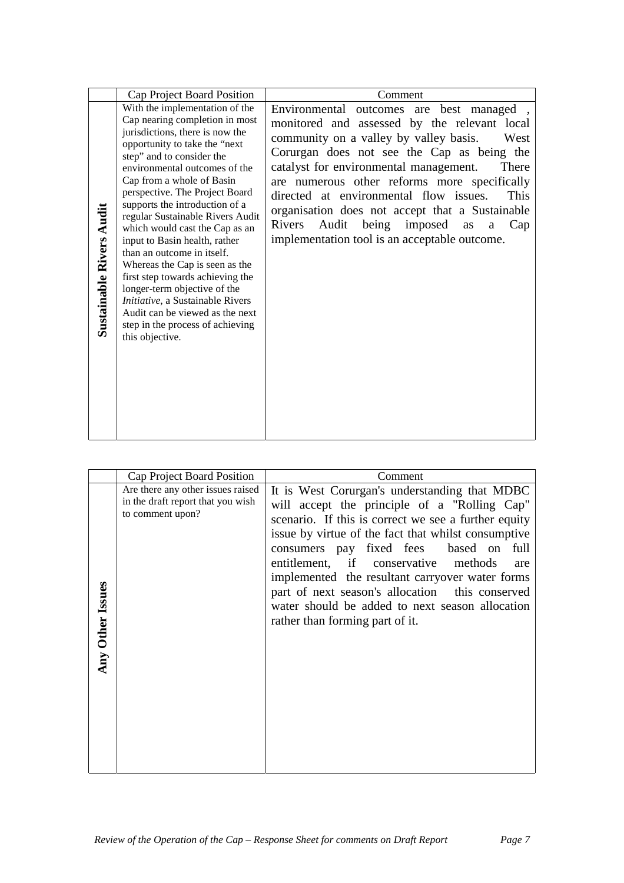| | Cap Project Board Position | Comment |
|---|---|---|
| **Sustainable Rivers Audit** | With the implementation of the Cap nearing completion in most jurisdictions, there is now the opportunity to take the "next step" and to consider the environmental outcomes of the Cap from a whole of Basin perspective. The Project Board supports the introduction of a regular Sustainable Rivers Audit which would cast the Cap as an input to Basin health, rather than an outcome in itself. Whereas the Cap is seen as the first step towards achieving the longer-term objective of the *Initiative*, a Sustainable Rivers Audit can be viewed as the next step in the process of achieving this objective. | Environmental outcomes are best managed , monitored and assessed by the relevant local community on a valley by valley basis. West Corurgan does not see the Cap as being the catalyst for environmental management. There are numerous other reforms more specifically directed at environmental flow issues. This organisation does not accept that a Sustainable Rivers Audit being imposed as a Cap implementation tool is an acceptable outcome. |

| | Cap Project Board Position | Comment |
|---|---|---|
| **Any Other Issues** | Are there any other issues raised in the draft report that you wish to comment upon? | It is West Corurgan's understanding that MDBC will accept the principle of a "Rolling Cap" scenario. If this is correct we see a further equity issue by virtue of the fact that whilst consumptive consumers pay fixed fees based on full entitlement, if conservative methods are implemented the resultant carryover water forms part of next season's allocation this conserved water should be added to next season allocation rather than forming part of it. |